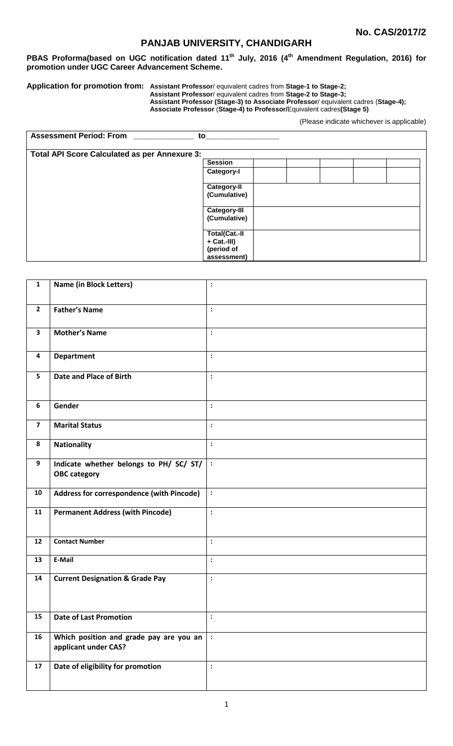**No. CAS/2017/2**

# PANJAB UNIVERSITY, CHANDIGARH

**PBAS Proforma(based on UGC notification dated 11th July, 2016 (4th Amendment Regulation, 2016) for promotion under UGC Career Advancement Scheme.**

**Application for promotion from:** **Assistant Professor**/ equivalent cadres from **Stage-1 to Stage-2;**
**Assistant Professor**/ equivalent cadres from **Stage-2 to Stage-3;**
**Assistant Professor (Stage-3) to Associate Professor**/ equivalent cadres (**Stage-4);**
**Associate Professor** (**Stage-4) to Professor/**Equivalent cadres**(Stage 5)**

(Please indicate whichever is applicable)

**Assessment Period: From \_\_\_\_\_\_\_\_\_\_\_\_\_ to\_\_\_\_\_\_\_\_\_\_\_\_\_\_\_\_**

**Total API Score Calculated as per Annexure 3:**

| | | | | | |
|---|---|---|---|---|---|
| **Session** | | | | | |
| **Category-I** | | | | | |
| **Category-II (Cumulative)** | | | | | |
| **Category-III (Cumulative)** | | | | | |
| **Total(Cat.-II + Cat.-III) (period of assessment)** | | | | | |

| | | |
|---|---|---|
| **1** | **Name (in Block Letters)** | : |
| **2** | **Father's Name** | : |
| **3** | **Mother's Name** | : |
| **4** | **Department** | : |
| **5** | **Date and Place of Birth** | : |
| **6** | **Gender** | : |
| **7** | **Marital Status** | : |
| **8** | **Nationality** | : |
| **9** | **Indicate whether belongs to PH/ SC/ ST/ OBC category** | : |
| **10** | **Address for correspondence (with Pincode)** | : |
| **11** | **Permanent Address (with Pincode)** | : |
| **12** | **Contact Number** | : |
| **13** | **E-Mail** | : |
| **14** | **Current Designation & Grade Pay** | : |
| **15** | **Date of Last Promotion** | : |
| **16** | **Which position and grade pay are you an applicant under CAS?** | : |
| **17** | **Date of eligibility for promotion** | : |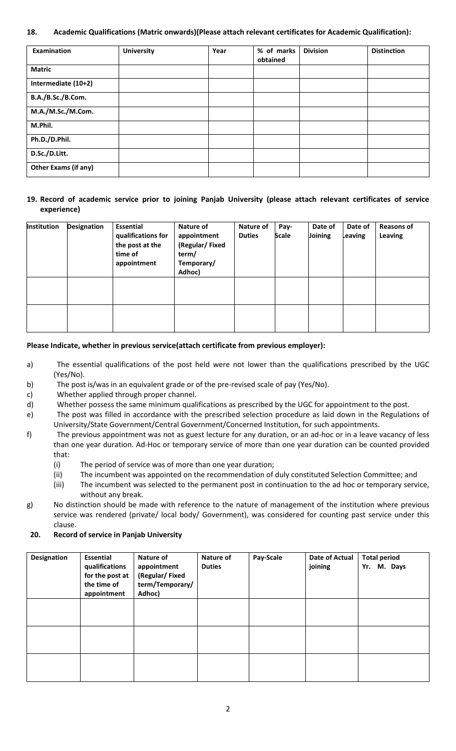**18. Academic Qualifications (Matric onwards)(Please attach relevant certificates for Academic Qualification):**

| Examination | University | Year | % of marks obtained | Division | Distinction |
|---|---|---|---|---|---|
| **Matric** | | | | | |
| **Intermediate (10+2)** | | | | | |
| **B.A./B.Sc./B.Com.** | | | | | |
| **M.A./M.Sc./M.Com.** | | | | | |
| **M.Phil.** | | | | | |
| **Ph.D./D.Phil.** | | | | | |
| **D.Sc./D.Litt.** | | | | | |
| **Other Exams (if any)** | | | | | |

**19. Record of academic service prior to joining Panjab University (please attach relevant certificates of service experience)**

| Institution | Designation | Essential qualifications for the post at the time of appointment | Nature of appointment (Regular/ Fixed term/ Temporary/ Adhoc) | Nature of Duties | Pay-Scale | Date of Joining | Date of Leaving | Reasons of Leaving |
|---|---|---|---|---|---|---|---|---|
| | | | | | | | | |
| | | | | | | | | |

**Please Indicate, whether in previous service(attach certificate from previous employer):**

a) The essential qualifications of the post held were not lower than the qualifications prescribed by the UGC (Yes/No).

b) The post is/was in an equivalent grade or of the pre-revised scale of pay (Yes/No).

c) Whether applied through proper channel.

d) Whether possess the same minimum qualifications as prescribed by the UGC for appointment to the post.

e) The post was filled in accordance with the prescribed selection procedure as laid down in the Regulations of University/State Government/Central Government/Concerned Institution, for such appointments.

f) The previous appointment was not as guest lecture for any duration, or an ad-hoc or in a leave vacancy of less than one year duration. Ad-Hoc or temporary service of more than one year duration can be counted provided that:
   - (i) The period of service was of more than one year duration;
   - (ii) The incumbent was appointed on the recommendation of duly constituted Selection Committee; and
   - (iii) The incumbent was selected to the permanent post in continuation to the ad hoc or temporary service, without any break.

g) No distinction should be made with reference to the nature of management of the institution where previous service was rendered (private/ local body/ Government), was considered for counting past service under this clause.

**20. Record of service in Panjab University**

| Designation | Essential qualifications for the post at the time of appointment | Nature of appointment (Regular/ Fixed term/Temporary/ Adhoc) | Nature of Duties | Pay-Scale | Date of Actual joining | Total period Yr. M. Days |
|---|---|---|---|---|---|---|
| | | | | | | |
| | | | | | | |
| | | | | | | |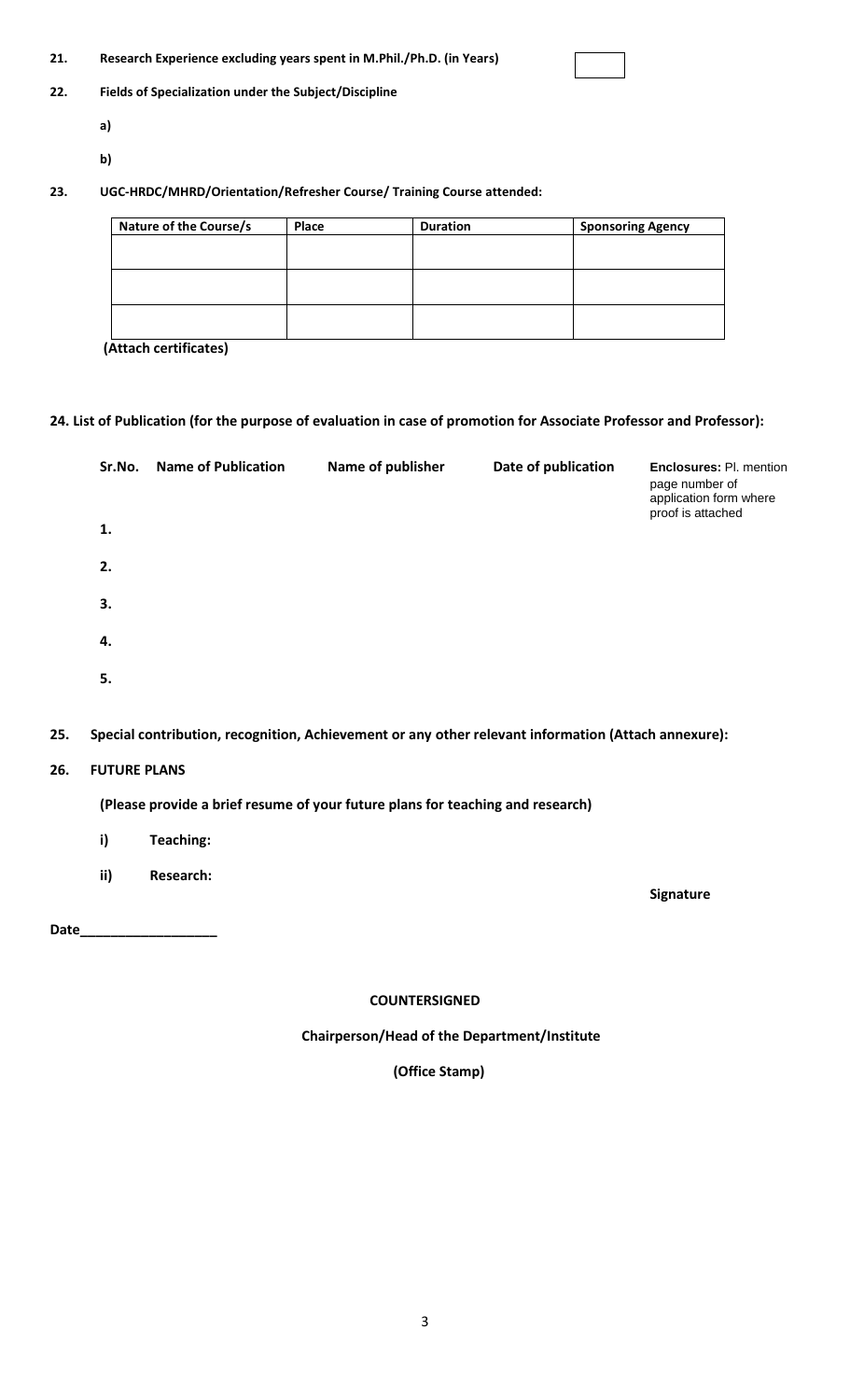**21. Research Experience excluding years spent in M.Phil./Ph.D. (in Years)**

**22. Fields of Specialization under the Subject/Discipline**

**a)**

**b)**

**23. UGC-HRDC/MHRD/Orientation/Refresher Course/ Training Course attended:**

| Nature of the Course/s | Place | Duration | Sponsoring Agency |
|---|---|---|---|
| | | | |
| | | | |
| | | | |

**(Attach certificates)**

**24. List of Publication (for the purpose of evaluation in case of promotion for Associate Professor and Professor):**

| Sr.No. | Name of Publication | Name of publisher | Date of publication | **Enclosures:** Pl. mention page number of application form where proof is attached |
|---|---|---|---|---|
| 1. | | | | |
| 2. | | | | |
| 3. | | | | |
| 4. | | | | |
| 5. | | | | |

**25. Special contribution, recognition, Achievement or any other relevant information (Attach annexure):**

**26. FUTURE PLANS**

**(Please provide a brief resume of your future plans for teaching and research)**

**i) Teaching:**

**ii) Research:**

**Signature**

**Date__________________**

**COUNTERSIGNED**

**Chairperson/Head of the Department/Institute**

**(Office Stamp)**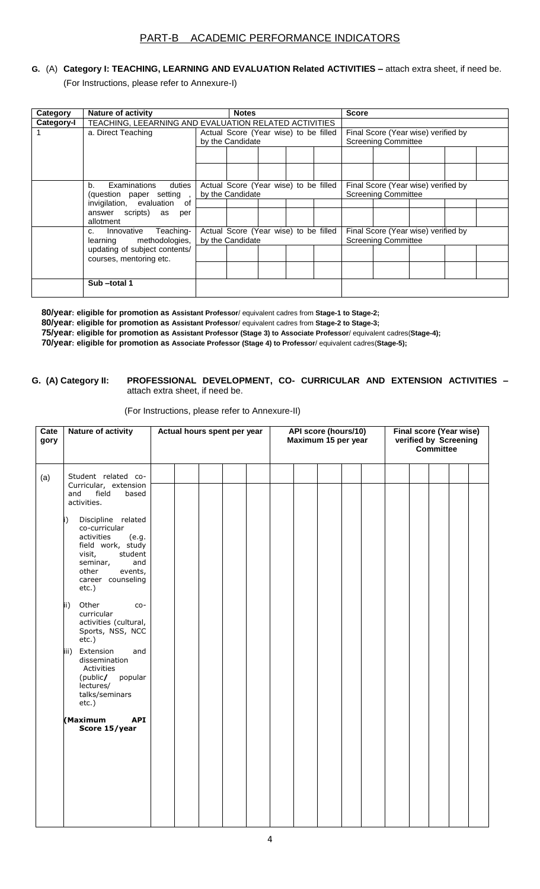## PART-B ACADEMIC PERFORMANCE INDICATORS

**G.** (A) **Category I: TEACHING, LEARNING AND EVALUATION Related ACTIVITIES –** attach extra sheet, if need be.

(For Instructions, please refer to Annexure-I)

| Category | Nature of activity | Notes | | | | | Score | | | | |
|---|---|---|---|---|---|---|---|---|---|---|---|
| **Category-I** | TEACHING, LEEARNING AND EVALUATION RELATED ACTIVITIES | | | | | | | | | | |
| 1 | a. Direct Teaching | Actual Score (Year wise) to be filled by the Candidate | | | | | Final Score (Year wise) verified by Screening Committee | | | | |
| | | | | | | | | | | | |
| | | | | | | | | | | | |
| | b. Examinations duties (question paper setting , invigilation, evaluation of answer scripts) as per allotment | Actual Score (Year wise) to be filled by the Candidate | | | | | Final Score (Year wise) verified by Screening Committee | | | | |
| | | | | | | | | | | | |
| | | | | | | | | | | | |
| | c. Innovative Teaching-learning methodologies, updating of subject contents/ courses, mentoring etc. | Actual Score (Year wise) to be filled by the Candidate | | | | | Final Score (Year wise) verified by Screening Committee | | | | |
| | | | | | | | | | | | |
| | | | | | | | | | | | |
| | **Sub –total 1** | | | | | | | | | | |

**80/year: eligible for promotion as Assistant Professor**/ equivalent cadres from **Stage-1 to Stage-2;**

**80/year: eligible for promotion as Assistant Professor**/ equivalent cadres from **Stage-2 to Stage-3;**

**75/year: eligible for promotion as Assistant Professor (Stage 3) to Associate Professor**/ equivalent cadres(**Stage-4);**

**70/year: eligible for promotion as Associate Professor (Stage 4) to Professor**/ equivalent cadres(**Stage-5);**

**G. (A) Category II: PROFESSIONAL DEVELOPMENT, CO- CURRICULAR AND EXTENSION ACTIVITIES –** attach extra sheet, if need be.

(For Instructions, please refer to Annexure-II)

| Category | Nature of activity | Actual hours spent per year | | | | | API score (hours/10) Maximum 15 per year | | | | | Final score (Year wise) verified by Screening Committee | | | | |
|---|---|---|---|---|---|---|---|---|---|---|---|---|---|---|---|---|
| (a) | Student related co-Curricular, extension and field based activities. | | | | | | | | | | | | | | | |
| | i) Discipline related co-curricular activities (e.g. field work, study visit, student seminar, and other events, career counseling etc.) | | | | | | | | | | | | | | | |
| | ii) Other co-curricular activities (cultural, Sports, NSS, NCC etc.) | | | | | | | | | | | | | | | |
| | iii) Extension and dissemination Activities (public/ popular lectures/ talks/seminars etc.) | | | | | | | | | | | | | | | |
| | **(Maximum API Score 15/year** | | | | | | | | | | | | | | | |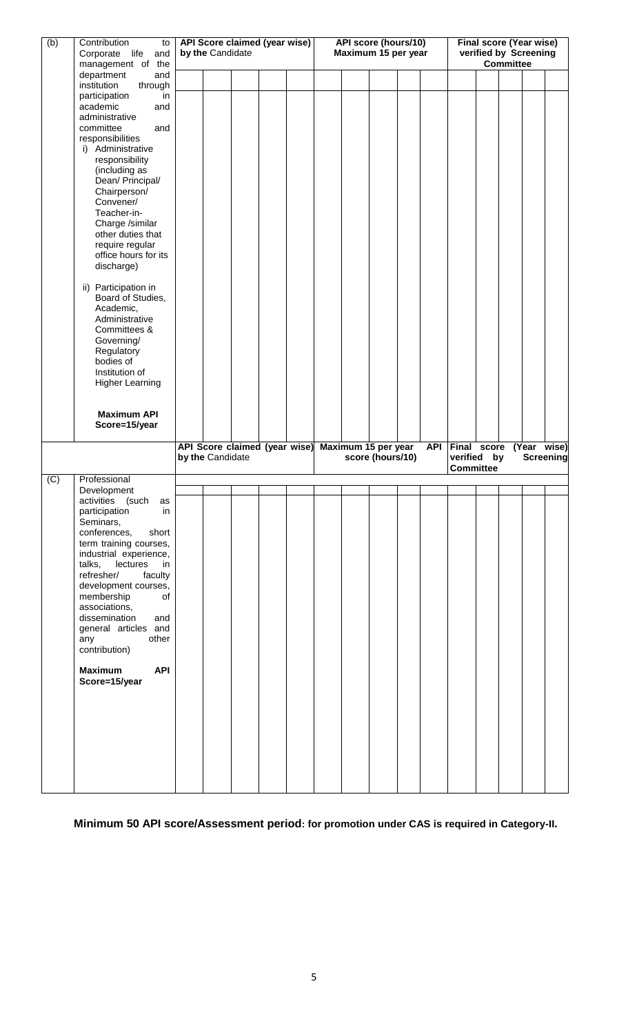| (b) | Contribution to Corporate life and management of the department and institution through participation in academic and administrative committee and responsibilities<br>i) Administrative responsibility (including as Dean/ Principal/ Chairperson/ Convener/ Teacher-in-Charge /similar other duties that require regular office hours for its discharge)<br>ii) Participation in Board of Studies, Academic, Administrative Committees & Governing/ Regulatory bodies of Institution of Higher Learning<br>**Maximum API Score=15/year** | **API Score claimed (year wise) by the Candidate** | | | | | **API score (hours/10) Maximum 15 per year** | | | | | **Final score (Year wise) verified by Screening Committee** | | | | |
|---|---|---|---|---|---|---|---|---|---|---|---|---|---|---|---|---|
| | | | | | | | | | | | | | | | | |
| | | | | | | | | | | | | | | | | |
| | | **API Score claimed (year wise) by the Candidate** | | | | | **Maximum 15 per year API score (hours/10)** | | | | | **Final score (Year wise) verified by Screening Committee** | | | | |
| (C) | Professional Development activities (such as participation in Seminars, conferences, short term training courses, industrial experience, talks, lectures in refresher/ faculty development courses, membership of associations, dissemination and general articles and any other contribution)<br>**Maximum API Score=15/year** | | | | | | | | | | | | | | | |
| | | | | | | | | | | | | | | | | |

**Minimum 50 API score/Assessment period: for promotion under CAS is required in Category-II.**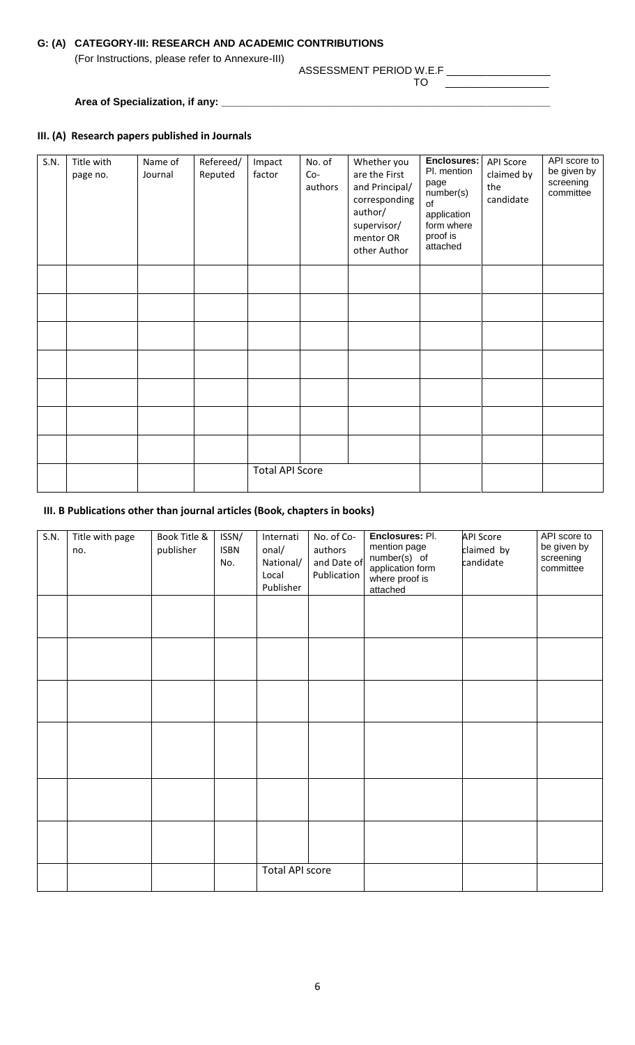## G: (A) CATEGORY-III: RESEARCH AND ACADEMIC CONTRIBUTIONS

(For Instructions, please refer to Annexure-III)

ASSESSMENT PERIOD W.E.F ________________
TO ________________

**Area of Specialization, if any:** ____________________________________________

### III. (A) Research papers published in Journals

| S.N. | Title with page no. | Name of Journal | Refereed/ Reputed | Impact factor | No. of Co-authors | Whether you are the First and Principal/ corresponding author/ supervisor/ mentor OR other Author | **Enclosures:** Pl. mention page number(s) of application form where proof is attached | API Score claimed by the candidate | API score to be given by screening committee |
|---|---|---|---|---|---|---|---|---|---|
| | | | | | | | | | |
| | | | | | | | | | |
| | | | | | | | | | |
| | | | | | | | | | |
| | | | | | | | | | |
| | | | | | | | | | |
| | | | | | | | | | |
| | | | | Total API Score | | | | | |

### III. B Publications other than journal articles (Book, chapters in books)

| S.N. | Title with page no. | Book Title & publisher | ISSN/ ISBN No. | International/ National/ Local Publisher | No. of Co-authors and Date of Publication | **Enclosures:** Pl. mention page number(s) of application form where proof is attached | API Score claimed by candidate | API score to be given by screening committee |
|---|---|---|---|---|---|---|---|---|
| | | | | | | | | |
| | | | | | | | | |
| | | | | | | | | |
| | | | | | | | | |
| | | | | | | | | |
| | | | | | | | | |
| | | | | Total API score | | | | |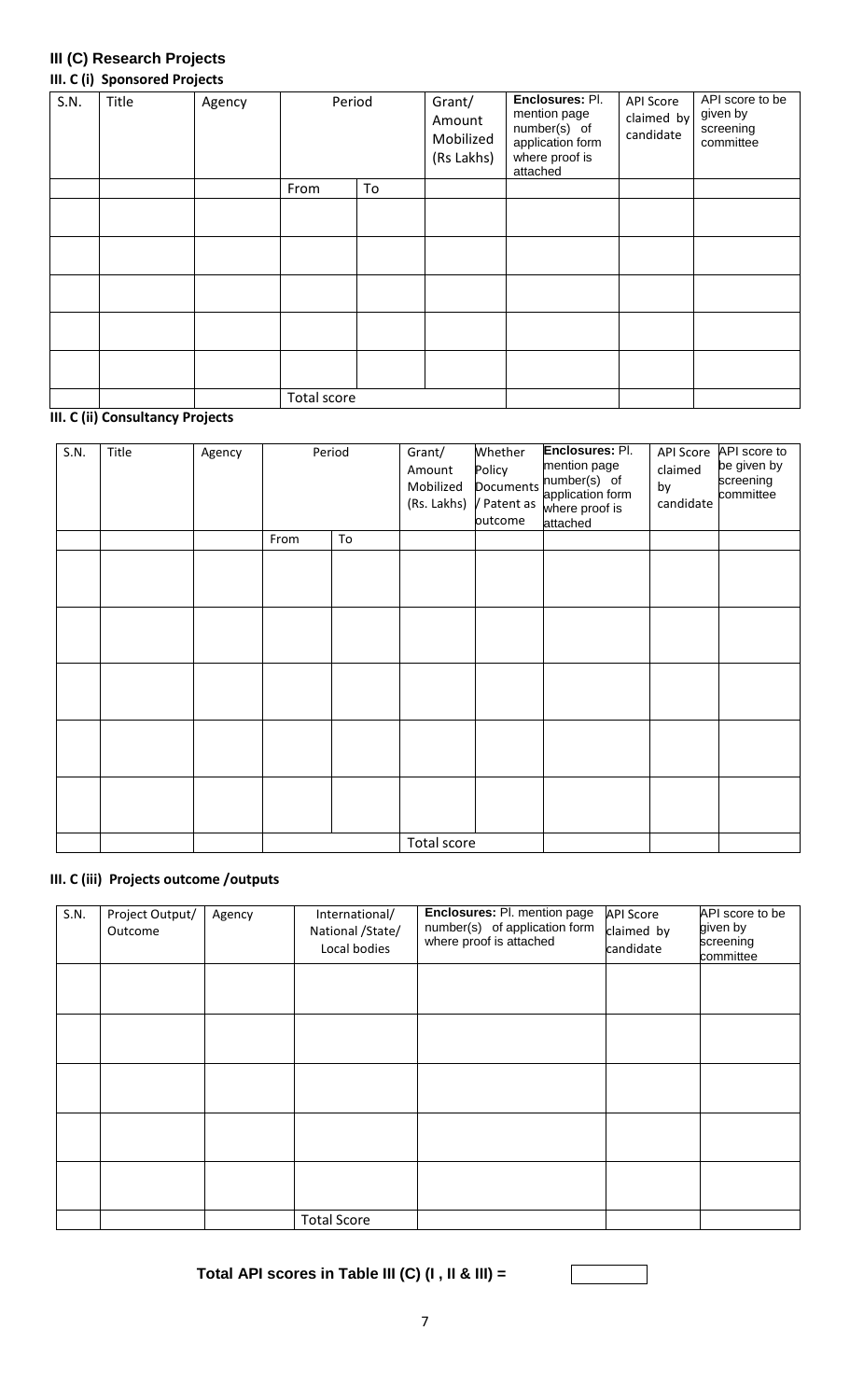## III (C) Research Projects

### III. C (i) Sponsored Projects

| S.N. | Title | Agency | Period | | Grant/ Amount Mobilized (Rs Lakhs) | Enclosures: Pl. mention page number(s) of application form where proof is attached | API Score claimed by candidate | API score to be given by screening committee |
|---|---|---|---|---|---|---|---|---|
| | | | From | To | | | | |
| | | | | | | | | |
| | | | | | | | | |
| | | | | | | | | |
| | | | | | | | | |
| | | | | | | | | |
| | | | Total score | | | | | |

### III. C (ii) Consultancy Projects

| S.N. | Title | Agency | Period | | Grant/ Amount Mobilized (Rs. Lakhs) | Whether Policy Documents / Patent as outcome | Enclosures: Pl. mention page number(s) of application form where proof is attached | API Score claimed by candidate | API score to be given by screening committee |
|---|---|---|---|---|---|---|---|---|---|
| | | | From | To | | | | | |
| | | | | | | | | | |
| | | | | | | | | | |
| | | | | | | | | | |
| | | | | | | | | | |
| | | | | | | | | | |
| | | | | | Total score | | | | |

### III. C (iii) Projects outcome /outputs

| S.N. | Project Output/ Outcome | Agency | International/ National /State/ Local bodies | Enclosures: Pl. mention page number(s) of application form where proof is attached | API Score claimed by candidate | API score to be given by screening committee |
|---|---|---|---|---|---|---|
| | | | | | | |
| | | | | | | |
| | | | | | | |
| | | | | | | |
| | | | | | | |
| | | | Total Score | | | |

**Total API scores in Table III (C) (I , II & III) =**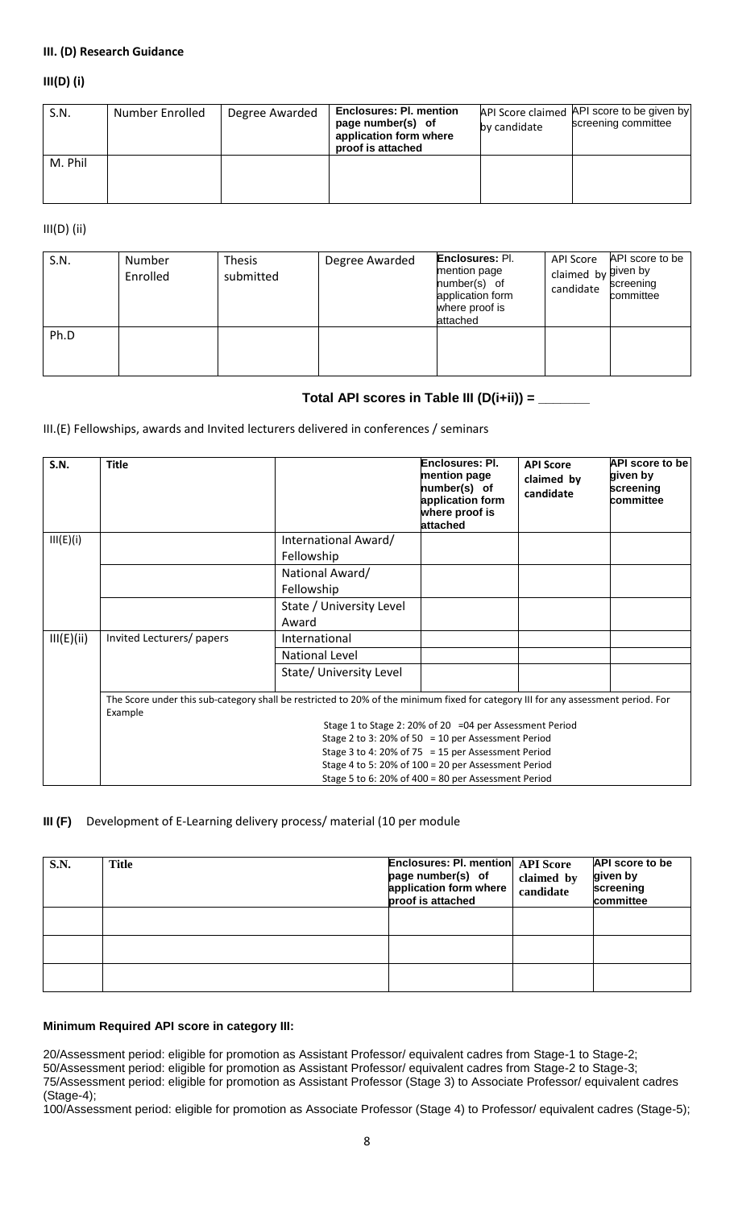**III. (D) Research Guidance**

**III(D) (i)**

| S.N. | Number Enrolled | Degree Awarded | **Enclosures: Pl. mention page number(s) of application form where proof is attached** | API Score claimed by candidate | API score to be given by screening committee |
|---|---|---|---|---|---|
| M. Phil | | | | | |

III(D) (ii)

| S.N. | Number Enrolled | Thesis submitted | Degree Awarded | **Enclosures:** Pl. mention page number(s) of application form where proof is attached | API Score claimed by candidate | API score to be given by screening committee |
|---|---|---|---|---|---|---|
| Ph.D | | | | | | |

**Total API scores in Table III (D(i+ii)) = _______**

III.(E) Fellowships, awards and Invited lecturers delivered in conferences / seminars

| **S.N.** | **Title** | | **Enclosures: Pl. mention page number(s) of application form where proof is attached** | **API Score claimed by candidate** | **API score to be given by screening committee** |
|---|---|---|---|---|---|
| III(E)(i) | | International Award/ Fellowship | | | |
| | | National Award/ Fellowship | | | |
| | | State / University Level Award | | | |
| III(E)(ii) | Invited Lecturers/ papers | International | | | |
| | | National Level | | | |
| | | State/ University Level | | | |
| | The Score under this sub-category shall be restricted to 20% of the minimum fixed for category III for any assessment period. For Example<br>Stage 1 to Stage 2: 20% of 20 =04 per Assessment Period<br>Stage 2 to 3: 20% of 50 = 10 per Assessment Period<br>Stage 3 to 4: 20% of 75 = 15 per Assessment Period<br>Stage 4 to 5: 20% of 100 = 20 per Assessment Period<br>Stage 5 to 6: 20% of 400 = 80 per Assessment Period | | | | |

**III (F)** Development of E-Learning delivery process/ material (10 per module

| **S.N.** | **Title** | **Enclosures: Pl. mention page number(s) of application form where proof is attached** | **API Score claimed by candidate** | **API score to be given by screening committee** |
|---|---|---|---|---|
| | | | | |
| | | | | |
| | | | | |

**Minimum Required API score in category III:**

20/Assessment period: eligible for promotion as Assistant Professor/ equivalent cadres from Stage-1 to Stage-2;
50/Assessment period: eligible for promotion as Assistant Professor/ equivalent cadres from Stage-2 to Stage-3;
75/Assessment period: eligible for promotion as Assistant Professor (Stage 3) to Associate Professor/ equivalent cadres (Stage-4);
100/Assessment period: eligible for promotion as Associate Professor (Stage 4) to Professor/ equivalent cadres (Stage-5);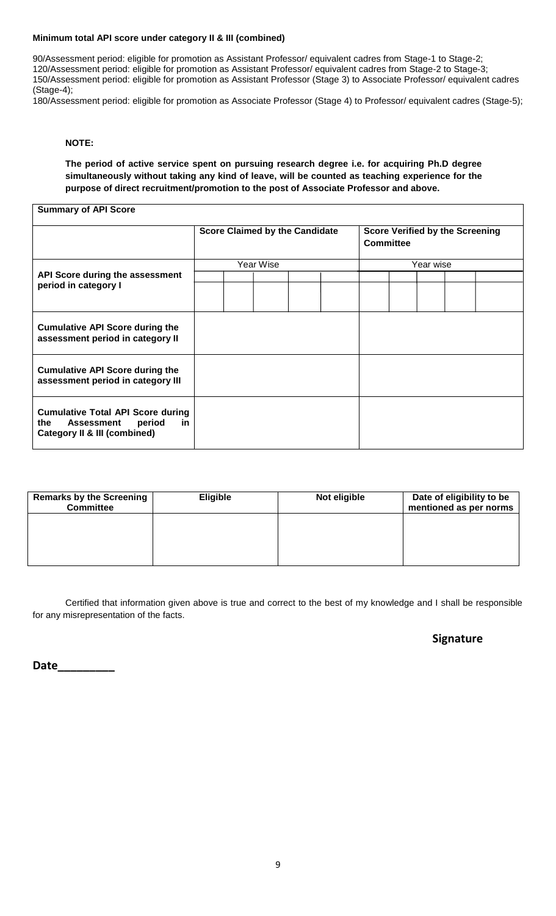**Minimum total API score under category II & III (combined)**

90/Assessment period: eligible for promotion as Assistant Professor/ equivalent cadres from Stage-1 to Stage-2;
120/Assessment period: eligible for promotion as Assistant Professor/ equivalent cadres from Stage-2 to Stage-3;
150/Assessment period: eligible for promotion as Assistant Professor (Stage 3) to Associate Professor/ equivalent cadres (Stage-4);
180/Assessment period: eligible for promotion as Associate Professor (Stage 4) to Professor/ equivalent cadres (Stage-5);

**NOTE:**

**The period of active service spent on pursuing research degree i.e. for acquiring Ph.D degree simultaneously without taking any kind of leave, will be counted as teaching experience for the purpose of direct recruitment/promotion to the post of Associate Professor and above.**

| **Summary of API Score** | | | | | | | | | | |
|---|---|---|---|---|---|---|---|---|---|---|
| | **Score Claimed by the Candidate** | | | | | **Score Verified by the Screening Committee** | | | | |
| **API Score during the assessment period in category I** | Year Wise | | | | | Year wise | | | | |
| | | | | | | | | | | |
| | | | | | | | | | | |
| **Cumulative API Score during the assessment period in category II** | | | | | | | | | | |
| **Cumulative API Score during the assessment period in category III** | | | | | | | | | | |
| **Cumulative Total API Score during the Assessment period in Category II & III (combined)** | | | | | | | | | | |

| Remarks by the Screening Committee | Eligible | Not eligible | Date of eligibility to be mentioned as per norms |
|---|---|---|---|
| | | | |

Certified that information given above is true and correct to the best of my knowledge and I shall be responsible for any misrepresentation of the facts.

**Signature**

**Date\_\_\_\_\_\_\_\_\_**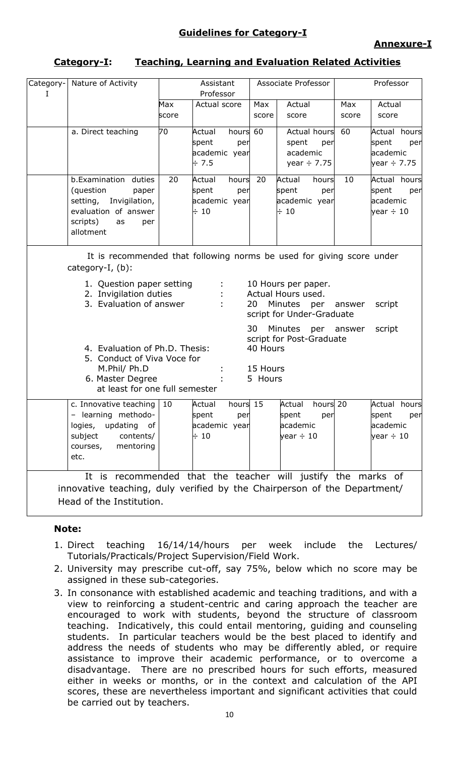## Guidelines for Category-I

**Annexure-I**

### Category-I: Teaching, Learning and Evaluation Related Activities

| Category-I | Nature of Activity | Assistant Professor | | Associate Professor | | Professor | |
|---|---|---|---|---|---|---|---|
| | | Max score | Actual score | Max score | Actual score | Max score | Actual score |
| | a. Direct teaching | 70 | Actual hours spent per academic year ÷ 7.5 | 60 | Actual hours spent per academic year ÷ 7.75 | 60 | Actual hours spent per academic year ÷ 7.75 |
| | b. Examination duties (question paper setting, Invigilation, evaluation of answer scripts) as per allotment | 20 | Actual hours spent per academic year ÷ 10 | 20 | Actual hours spent per academic year ÷ 10 | 10 | Actual hours spent per academic year ÷ 10 |
| | c. Innovative teaching – learning methodologies, updating of subject contents/ courses, mentoring etc. | 10 | Actual hours spent per academic year ÷ 10 | 15 | Actual hours spent per academic year ÷ 10 | 20 | Actual hours spent per academic year ÷ 10 |

It is recommended that following norms be used for giving score under category-I, (b):

1. Question paper setting : 10 Hours per paper.
2. Invigilation duties : Actual Hours used.
3. Evaluation of answer : 20 Minutes per answer script for Under-Graduate

   30 Minutes per answer script for Post-Graduate
4. Evaluation of Ph.D. Thesis: 40 Hours
5. Conduct of Viva Voce for M.Phil/ Ph.D : 15 Hours
6. Master Degree at least for one full semester : 5 Hours

It is recommended that the teacher will justify the marks of innovative teaching, duly verified by the Chairperson of the Department/ Head of the Institution.

**Note:**

1. Direct teaching 16/14/14/hours per week include the Lectures/ Tutorials/Practicals/Project Supervision/Field Work.
2. University may prescribe cut-off, say 75%, below which no score may be assigned in these sub-categories.
3. In consonance with established academic and teaching traditions, and with a view to reinforcing a student-centric and caring approach the teacher are encouraged to work with students, beyond the structure of classroom teaching. Indicatively, this could entail mentoring, guiding and counseling students. In particular teachers would be the best placed to identify and address the needs of students who may be differently abled, or require assistance to improve their academic performance, or to overcome a disadvantage. There are no prescribed hours for such efforts, measured either in weeks or months, or in the context and calculation of the API scores, these are nevertheless important and significant activities that could be carried out by teachers.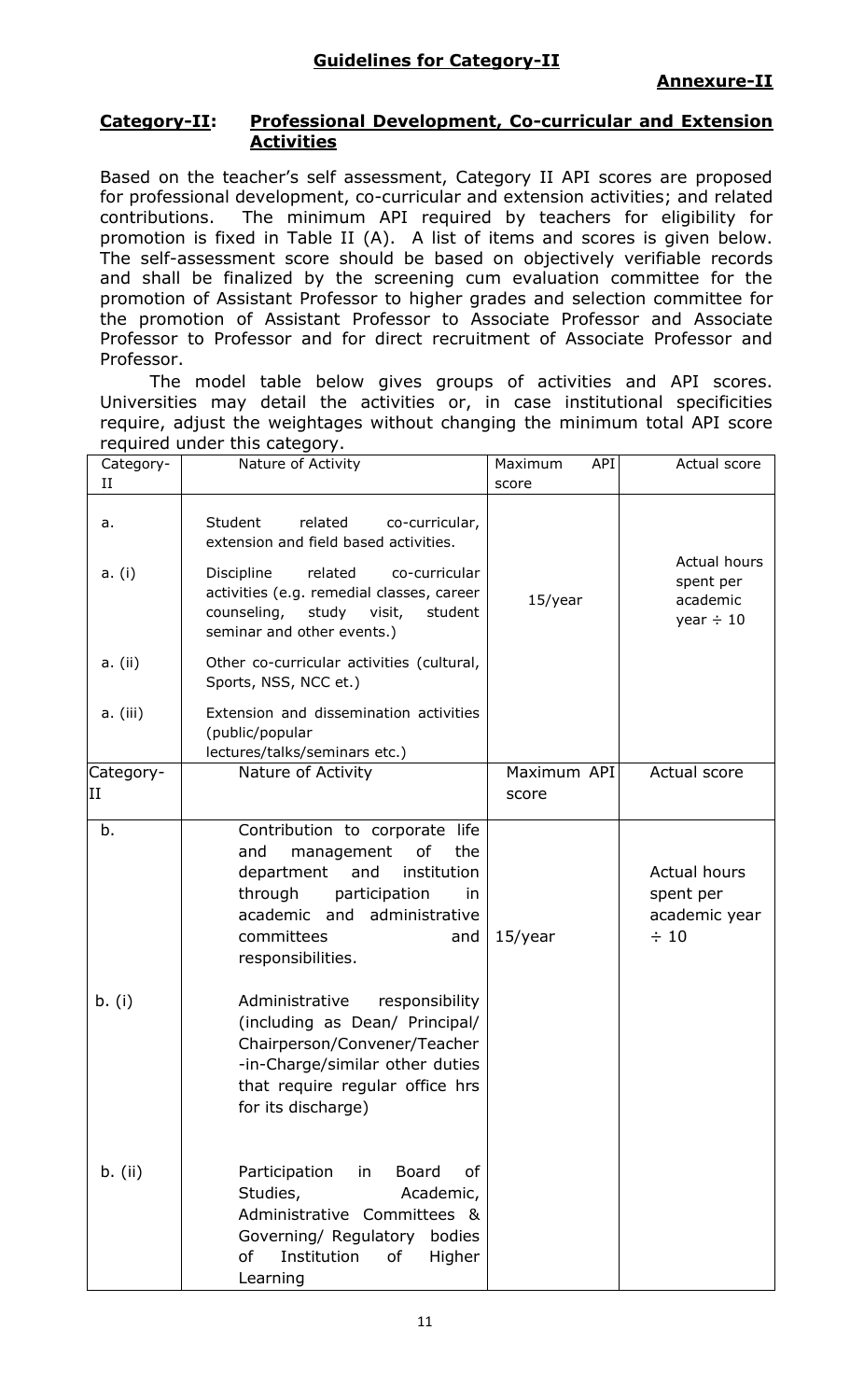## Guidelines for Category-II

**Annexure-II**

### Category-II: Professional Development, Co-curricular and Extension Activities

Based on the teacher's self assessment, Category II API scores are proposed for professional development, co-curricular and extension activities; and related contributions. The minimum API required by teachers for eligibility for promotion is fixed in Table II (A). A list of items and scores is given below. The self-assessment score should be based on objectively verifiable records and shall be finalized by the screening cum evaluation committee for the promotion of Assistant Professor to higher grades and selection committee for the promotion of Assistant Professor to Associate Professor and Associate Professor to Professor and for direct recruitment of Associate Professor and Professor.

The model table below gives groups of activities and API scores. Universities may detail the activities or, in case institutional specificities require, adjust the weightages without changing the minimum total API score required under this category.

| Category-II | Nature of Activity | Maximum API score | Actual score |
|---|---|---|---|
| a. | Student related co-curricular, extension and field based activities. | 15/year | Actual hours spent per academic year ÷ 10 |
| a. (i) | Discipline related co-curricular activities (e.g. remedial classes, career counseling, study visit, student seminar and other events.) | | |
| a. (ii) | Other co-curricular activities (cultural, Sports, NSS, NCC et.) | | |
| a. (iii) | Extension and dissemination activities (public/popular lectures/talks/seminars etc.) | | |
| **Category-II** | **Nature of Activity** | **Maximum API score** | **Actual score** |
| b. | Contribution to corporate life and management of the department and institution through participation in academic and administrative committees and responsibilities. | 15/year | Actual hours spent per academic year ÷ 10 |
| b. (i) | Administrative responsibility (including as Dean/ Principal/ Chairperson/Convener/Teacher-in-Charge/similar other duties that require regular office hrs for its discharge) | | |
| b. (ii) | Participation in Board of Studies, Academic, Administrative Committees & Governing/ Regulatory bodies of Institution of Higher Learning | | |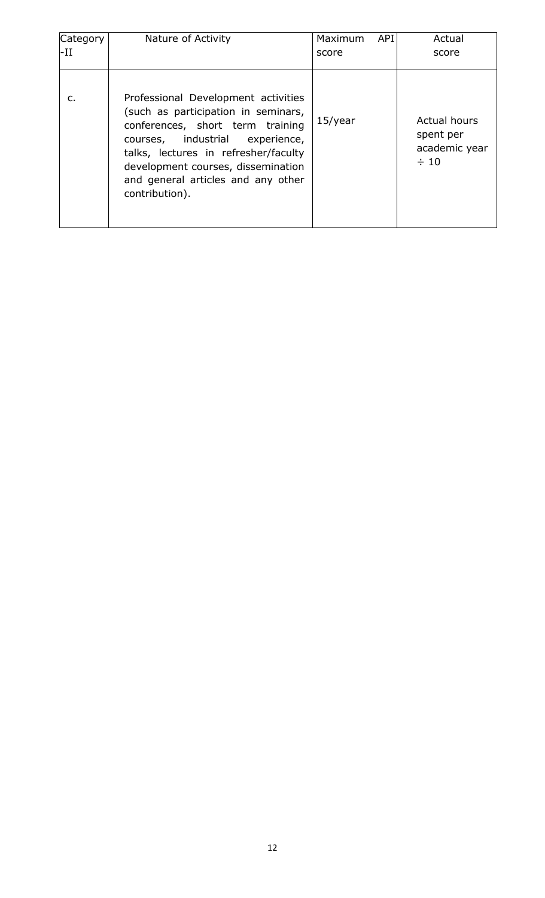| Category -II | Nature of Activity | Maximum API score | Actual score |
|---|---|---|---|
| c. | Professional Development activities (such as participation in seminars, conferences, short term training courses, industrial experience, talks, lectures in refresher/faculty development courses, dissemination and general articles and any other contribution). | 15/year | Actual hours spent per academic year ÷ 10 |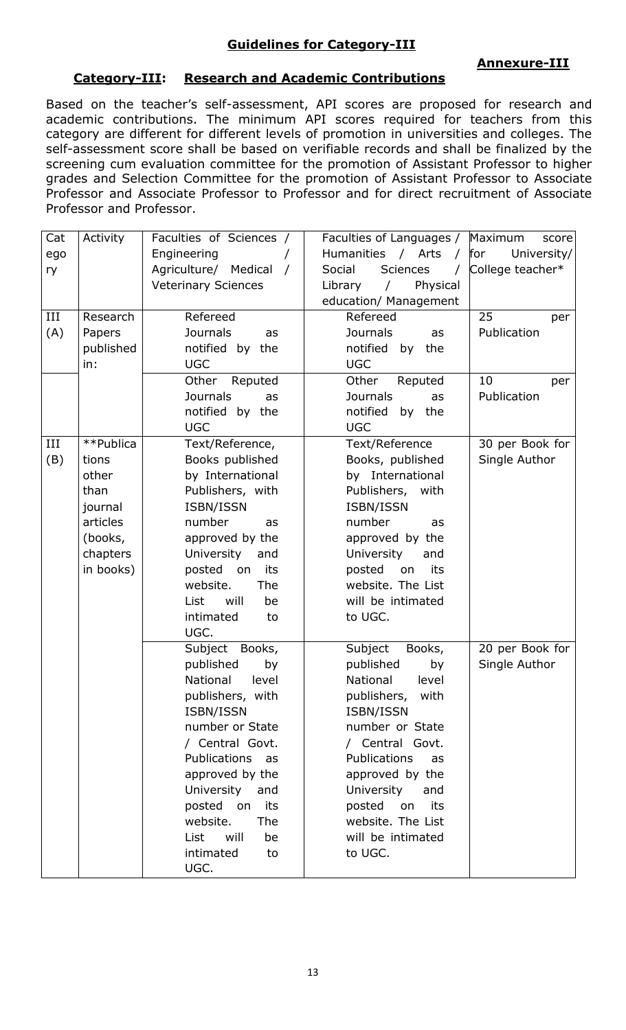## Guidelines for Category-III

**Annexure-III**

### Category-III: Research and Academic Contributions

Based on the teacher's self-assessment, API scores are proposed for research and academic contributions. The minimum API scores required for teachers from this category are different for different levels of promotion in universities and colleges. The self-assessment score shall be based on verifiable records and shall be finalized by the screening cum evaluation committee for the promotion of Assistant Professor to higher grades and Selection Committee for the promotion of Assistant Professor to Associate Professor and Associate Professor to Professor and for direct recruitment of Associate Professor and Professor.

| Category | Activity | Faculties of Sciences / Engineering / Agriculture/ Medical / Veterinary Sciences | Faculties of Languages / Humanities / Arts / Social Sciences / Library / Physical education/ Management | Maximum score for University/ College teacher* |
|---|---|---|---|---|
| III (A) | Research Papers published in: | Refereed Journals as notified by the UGC | Refereed Journals as notified by the UGC | 25 per Publication |
| | | Other Reputed Journals as notified by the UGC | Other Reputed Journals as notified by the UGC | 10 per Publication |
| III (B) | **Publications other than journal articles (books, chapters in books) | Text/Reference, Books published by International Publishers, with ISBN/ISSN number as approved by the University and posted on its website. The List will be intimated to UGC. | Text/Reference Books, published by International Publishers, with ISBN/ISSN number as approved by the University and posted on its website. The List will be intimated to UGC. | 30 per Book for Single Author |
| | | Subject Books, published by National level publishers, with ISBN/ISSN number or State / Central Govt. Publications as approved by the University and posted on its website. The List will be intimated to UGC. | Subject Books, published by National level publishers, with ISBN/ISSN number or State / Central Govt. Publications as approved by the University and posted on its website. The List will be intimated to UGC. | 20 per Book for Single Author |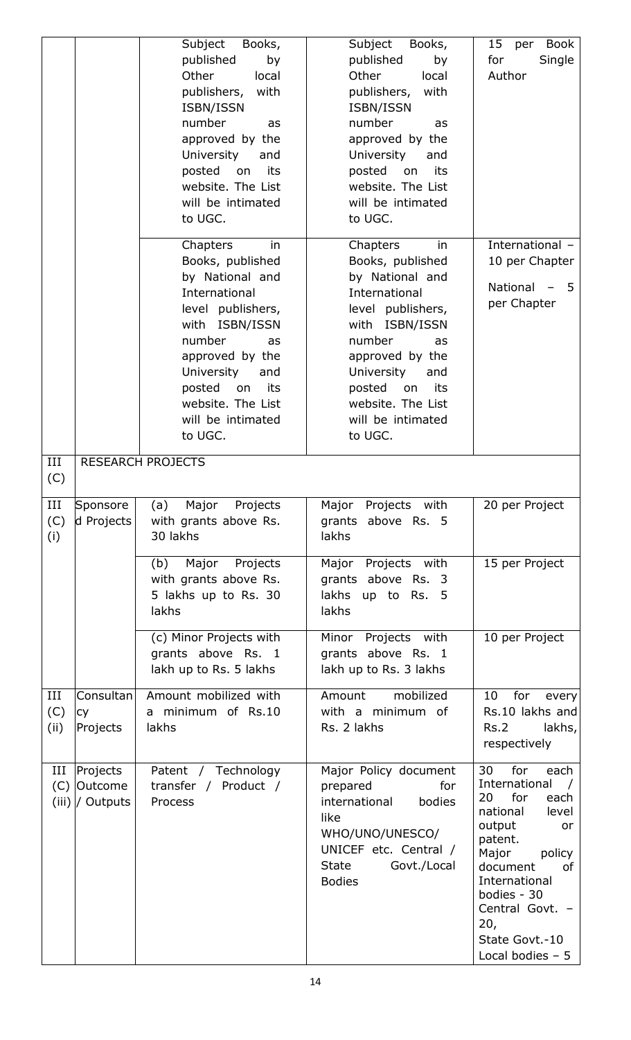| | | | | |
|---|---|---|---|---|
| | | Subject Books, published by Other local publishers, with ISBN/ISSN number as approved by the University and posted on its website. The List will be intimated to UGC. | Subject Books, published by Other local publishers, with ISBN/ISSN number as approved by the University and posted on its website. The List will be intimated to UGC. | 15 per Book for Single Author |
| | | Chapters in Books, published by National and International level publishers, with ISBN/ISSN number as approved by the University and posted on its website. The List will be intimated to UGC. | Chapters in Books, published by National and International level publishers, with ISBN/ISSN number as approved by the University and posted on its website. The List will be intimated to UGC. | International – 10 per Chapter<br>National – 5 per Chapter |
| III (C) | RESEARCH PROJECTS | | | |
| III (C) (i) | Sponsored Projects | (a) Major Projects with grants above Rs. 30 lakhs | Major Projects with grants above Rs. 5 lakhs | 20 per Project |
| | | (b) Major Projects with grants above Rs. 5 lakhs up to Rs. 30 lakhs | Major Projects with grants above Rs. 3 lakhs up to Rs. 5 lakhs | 15 per Project |
| | | (c) Minor Projects with grants above Rs. 1 lakh up to Rs. 5 lakhs | Minor Projects with grants above Rs. 1 lakh up to Rs. 3 lakhs | 10 per Project |
| III (C) (ii) | Consultancy Projects | Amount mobilized with a minimum of Rs.10 lakhs | Amount mobilized with a minimum of Rs. 2 lakhs | 10 for every Rs.10 lakhs and Rs.2 lakhs, respectively |
| III (C) (iii) | Projects Outcome / Outputs | Patent / Technology transfer / Product / Process | Major Policy document prepared for international bodies like WHO/UNO/UNESCO/ UNICEF etc. Central / State Govt./Local Bodies | 30 for each International / 20 for each national level output or patent.<br>Major policy document of International bodies - 30<br>Central Govt. – 20,<br>State Govt.-10<br>Local bodies – 5 |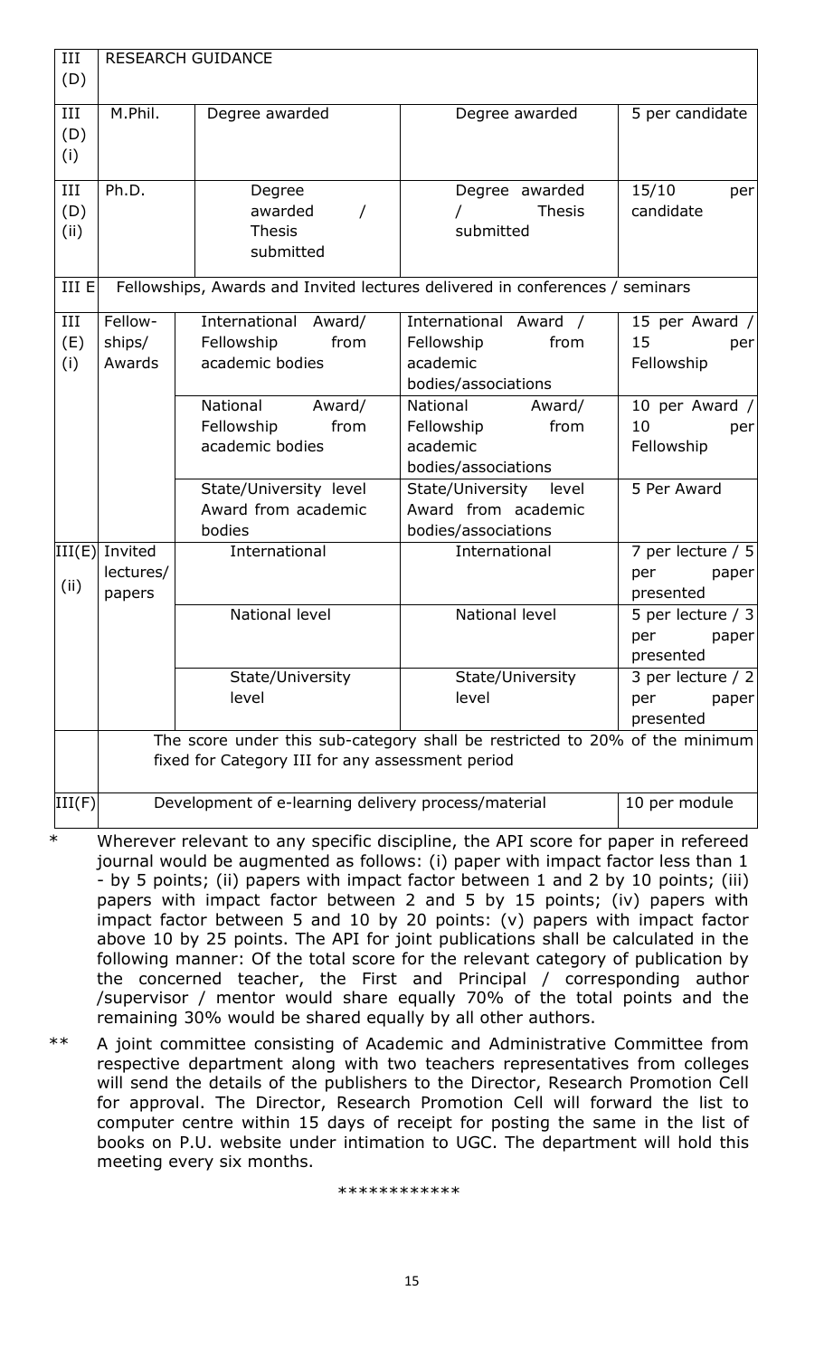| | | | | |
|---|---|---|---|---|
| III (D) | RESEARCH GUIDANCE | | | |
| III (D) (i) | M.Phil. | Degree awarded | Degree awarded | 5 per candidate |
| III (D) (ii) | Ph.D. | Degree awarded / Thesis submitted | Degree awarded / Thesis submitted | 15/10 per candidate |
| III E | Fellowships, Awards and Invited lectures delivered in conferences / seminars | | | |
| III (E) (i) | Fellow-ships/ Awards | International Award/ Fellowship from academic bodies | International Award / Fellowship from academic bodies/associations | 15 per Award / 15 per Fellowship |
| | | National Award/ Fellowship from academic bodies | National Award/ Fellowship from academic bodies/associations | 10 per Award / 10 per Fellowship |
| | | State/University level Award from academic bodies | State/University level Award from academic bodies/associations | 5 Per Award |
| III(E) (ii) | Invited lectures/ papers | International | International | 7 per lecture / 5 per paper presented |
| | | National level | National level | 5 per lecture / 3 per paper presented |
| | | State/University level | State/University level | 3 per lecture / 2 per paper presented |
| | The score under this sub-category shall be restricted to 20% of the minimum fixed for Category III for any assessment period | | | |
| III(F) | Development of e-learning delivery process/material | | | 10 per module |

\* Wherever relevant to any specific discipline, the API score for paper in refereed journal would be augmented as follows: (i) paper with impact factor less than 1 - by 5 points; (ii) papers with impact factor between 1 and 2 by 10 points; (iii) papers with impact factor between 2 and 5 by 15 points; (iv) papers with impact factor between 5 and 10 by 20 points: (v) papers with impact factor above 10 by 25 points. The API for joint publications shall be calculated in the following manner: Of the total score for the relevant category of publication by the concerned teacher, the First and Principal / corresponding author /supervisor / mentor would share equally 70% of the total points and the remaining 30% would be shared equally by all other authors.

\** A joint committee consisting of Academic and Administrative Committee from respective department along with two teachers representatives from colleges will send the details of the publishers to the Director, Research Promotion Cell for approval. The Director, Research Promotion Cell will forward the list to computer centre within 15 days of receipt for posting the same in the list of books on P.U. website under intimation to UGC. The department will hold this meeting every six months.

\************